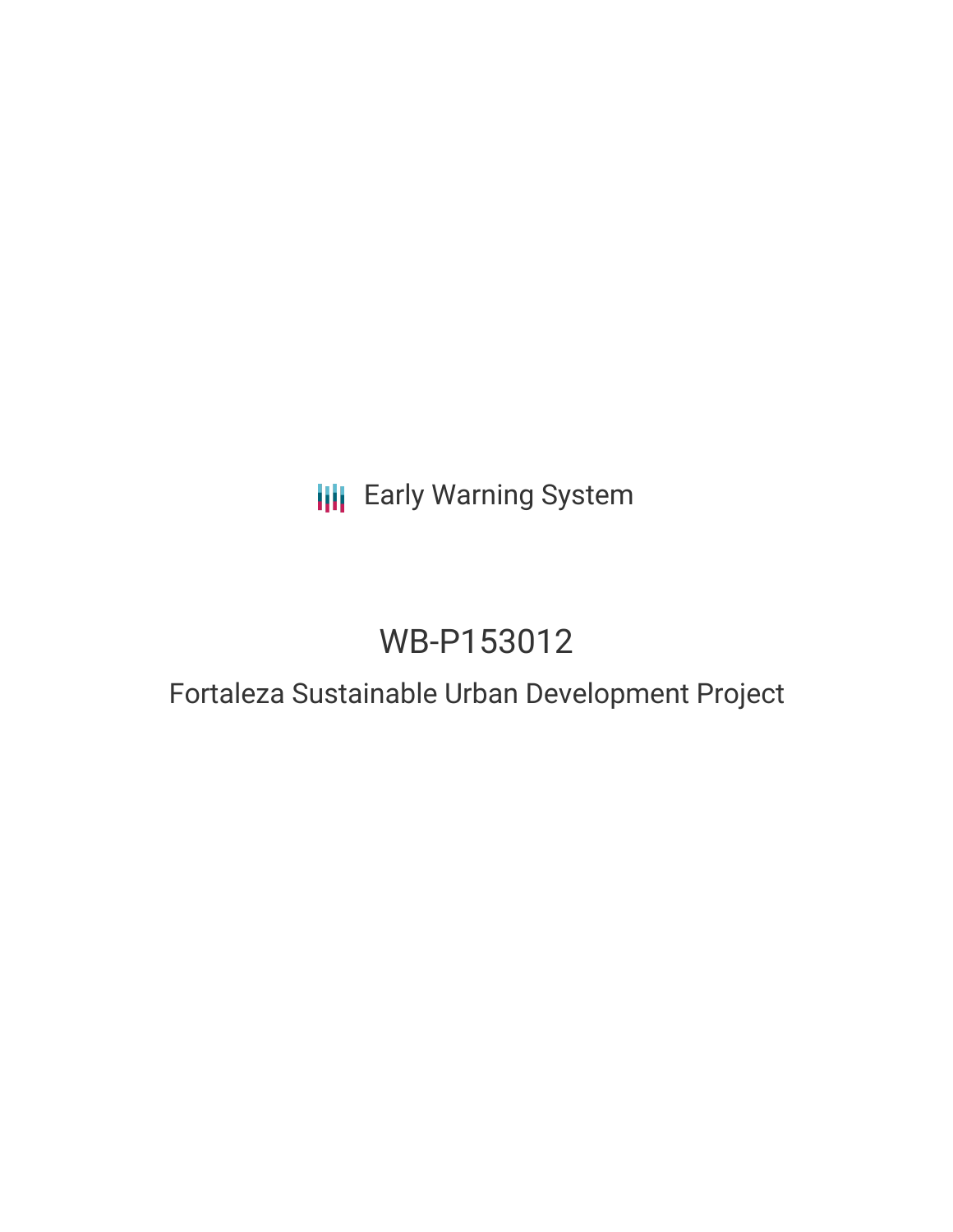Early Warning System

# WB-P153012

## Fortaleza Sustainable Urban Development Project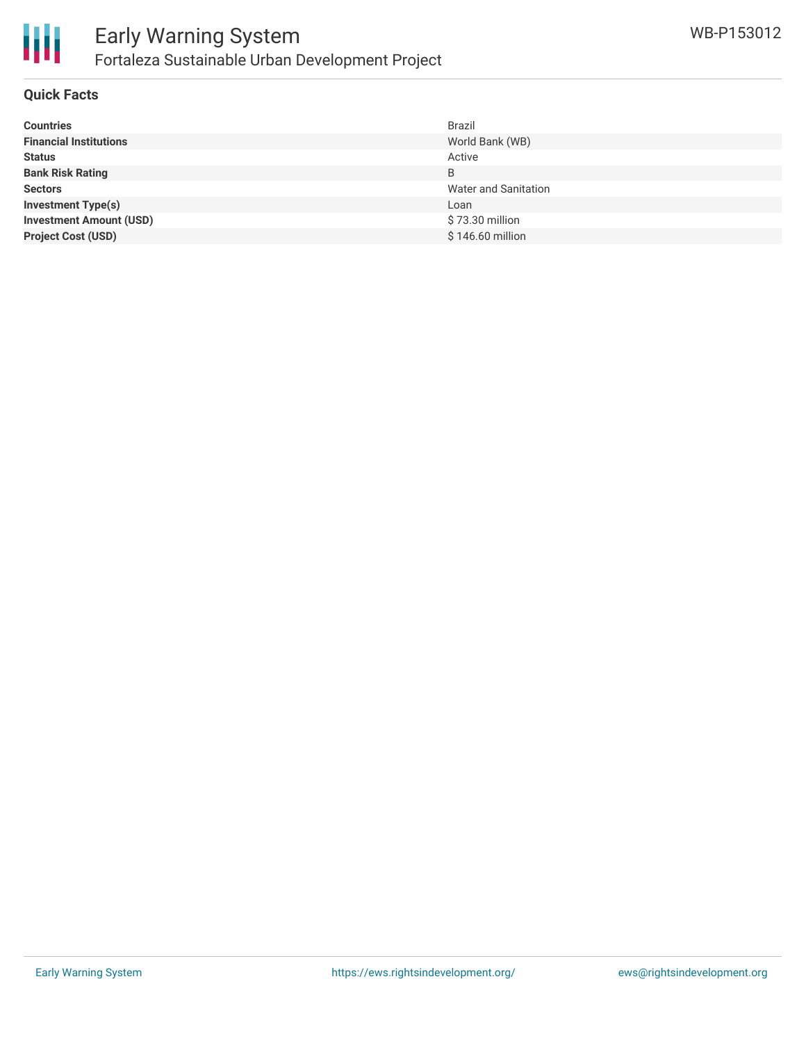## Quick Facts

| | |
|---|---|
| **Countries** | Brazil |
| **Financial Institutions** | World Bank (WB) |
| **Status** | Active |
| **Bank Risk Rating** | B |
| **Sectors** | Water and Sanitation |
| **Investment Type(s)** | Loan |
| **Investment Amount (USD)** | $ 73.30 million |
| **Project Cost (USD)** | $ 146.60 million |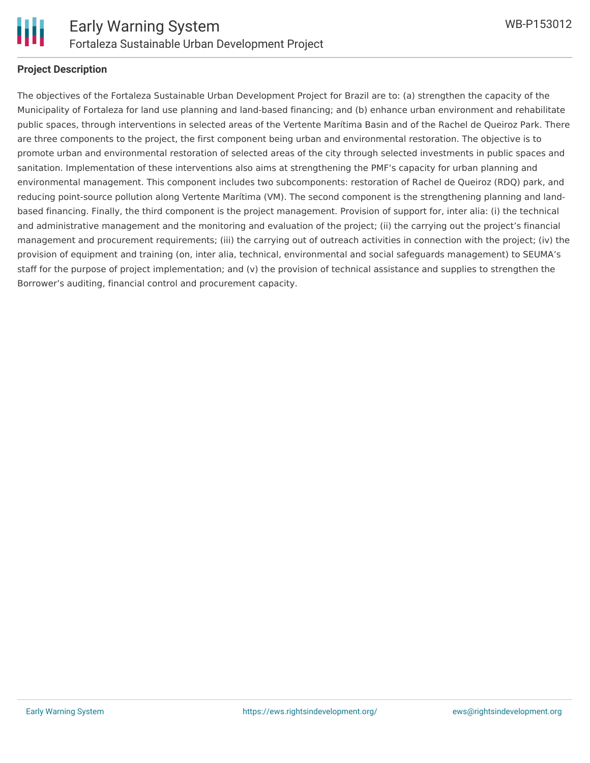**Project Description**

The objectives of the Fortaleza Sustainable Urban Development Project for Brazil are to: (a) strengthen the capacity of the Municipality of Fortaleza for land use planning and land-based financing; and (b) enhance urban environment and rehabilitate public spaces, through interventions in selected areas of the Vertente Marítima Basin and of the Rachel de Queiroz Park. There are three components to the project, the first component being urban and environmental restoration. The objective is to promote urban and environmental restoration of selected areas of the city through selected investments in public spaces and sanitation. Implementation of these interventions also aims at strengthening the PMF's capacity for urban planning and environmental management. This component includes two subcomponents: restoration of Rachel de Queiroz (RDQ) park, and reducing point-source pollution along Vertente Marítima (VM). The second component is the strengthening planning and land-based financing. Finally, the third component is the project management. Provision of support for, inter alia: (i) the technical and administrative management and the monitoring and evaluation of the project; (ii) the carrying out the project's financial management and procurement requirements; (iii) the carrying out of outreach activities in connection with the project; (iv) the provision of equipment and training (on, inter alia, technical, environmental and social safeguards management) to SEUMA's staff for the purpose of project implementation; and (v) the provision of technical assistance and supplies to strengthen the Borrower's auditing, financial control and procurement capacity.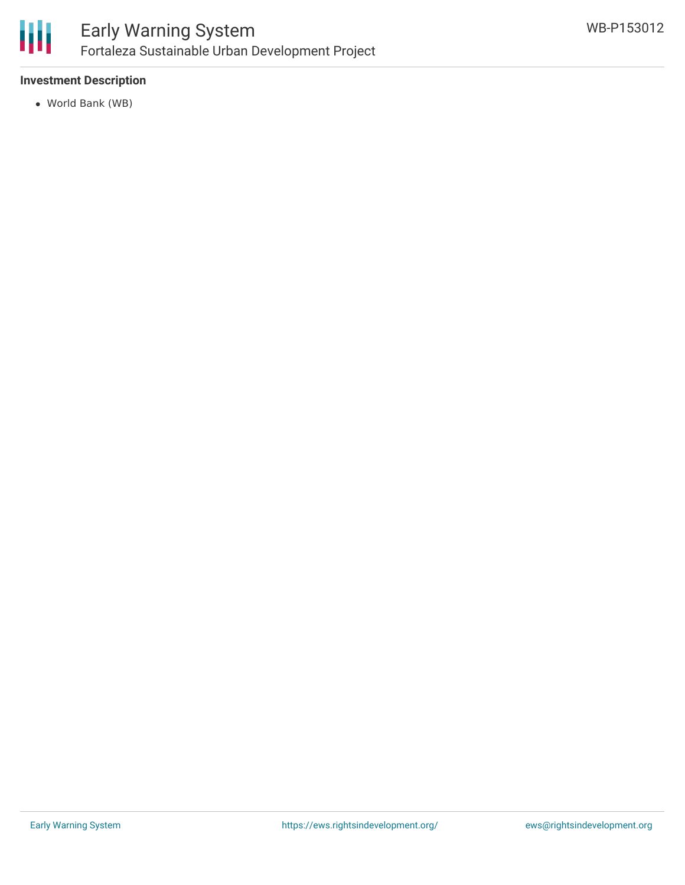### Investment Description

- World Bank (WB)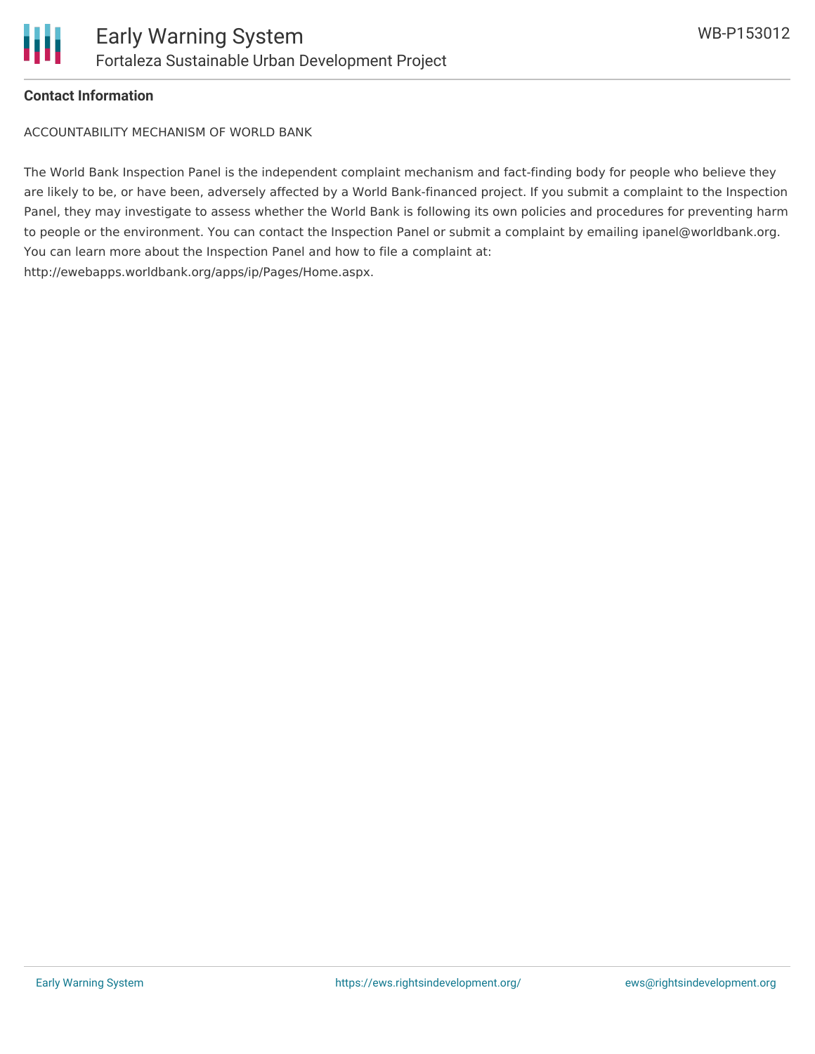**Contact Information**

ACCOUNTABILITY MECHANISM OF WORLD BANK

The World Bank Inspection Panel is the independent complaint mechanism and fact-finding body for people who believe they are likely to be, or have been, adversely affected by a World Bank-financed project. If you submit a complaint to the Inspection Panel, they may investigate to assess whether the World Bank is following its own policies and procedures for preventing harm to people or the environment. You can contact the Inspection Panel or submit a complaint by emailing ipanel@worldbank.org. You can learn more about the Inspection Panel and how to file a complaint at: http://ewebapps.worldbank.org/apps/ip/Pages/Home.aspx.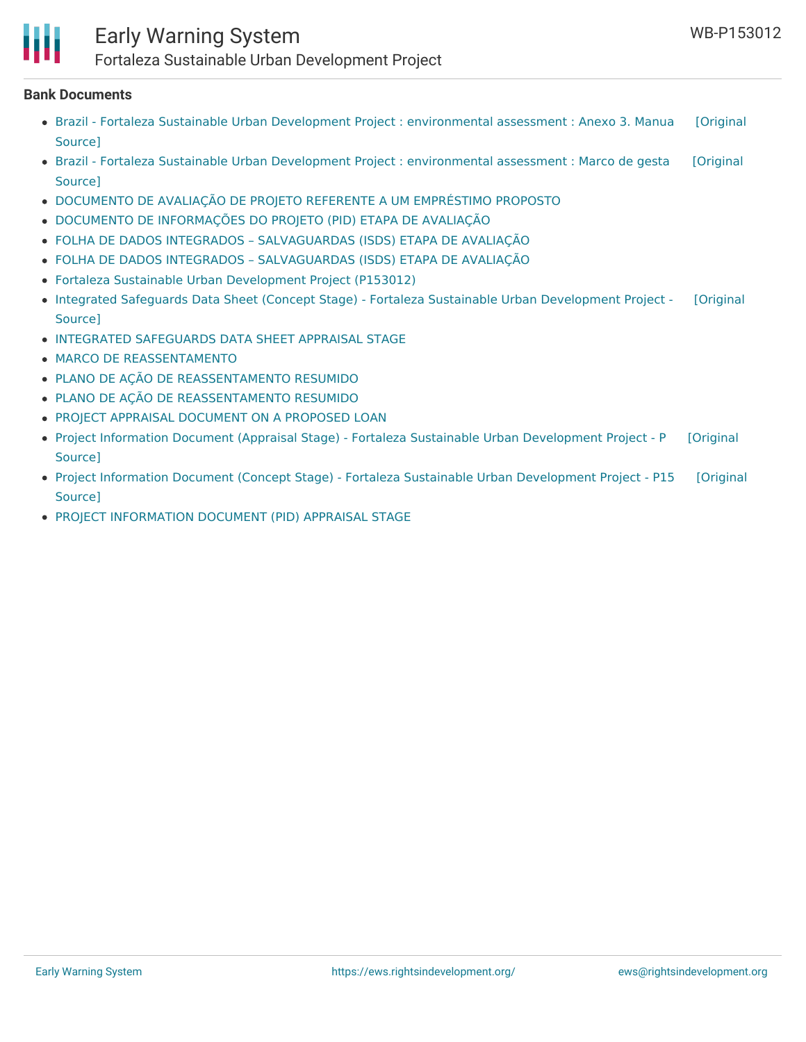**Bank Documents**

- Brazil - Fortaleza Sustainable Urban Development Project : environmental assessment : Anexo 3. Manua [Original Source]
- Brazil - Fortaleza Sustainable Urban Development Project : environmental assessment : Marco de gesta [Original Source]
- DOCUMENTO DE AVALIAÇÃO DE PROJETO REFERENTE A UM EMPRÉSTIMO PROPOSTO
- DOCUMENTO DE INFORMAÇÕES DO PROJETO (PID) ETAPA DE AVALIAÇÃO
- FOLHA DE DADOS INTEGRADOS – SALVAGUARDAS (ISDS) ETAPA DE AVALIAÇÃO
- FOLHA DE DADOS INTEGRADOS – SALVAGUARDAS (ISDS) ETAPA DE AVALIAÇÃO
- Fortaleza Sustainable Urban Development Project (P153012)
- Integrated Safeguards Data Sheet (Concept Stage) - Fortaleza Sustainable Urban Development Project - [Original Source]
- INTEGRATED SAFEGUARDS DATA SHEET APPRAISAL STAGE
- MARCO DE REASSENTAMENTO
- PLANO DE AÇÃO DE REASSENTAMENTO RESUMIDO
- PLANO DE AÇÃO DE REASSENTAMENTO RESUMIDO
- PROJECT APPRAISAL DOCUMENT ON A PROPOSED LOAN
- Project Information Document (Appraisal Stage) - Fortaleza Sustainable Urban Development Project - P [Original Source]
- Project Information Document (Concept Stage) - Fortaleza Sustainable Urban Development Project - P15 [Original Source]
- PROJECT INFORMATION DOCUMENT (PID) APPRAISAL STAGE